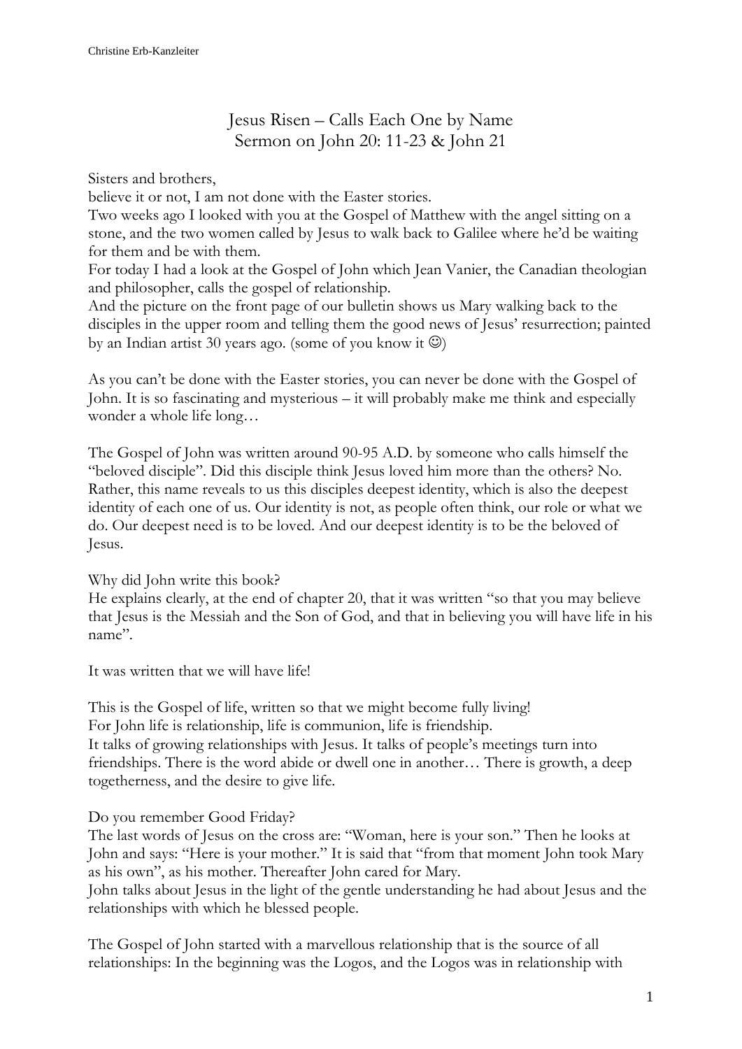# Jesus Risen – Calls Each One by Name
## Sermon on John 20: 11-23 & John 21

Sisters and brothers,
believe it or not, I am not done with the Easter stories.
Two weeks ago I looked with you at the Gospel of Matthew with the angel sitting on a stone, and the two women called by Jesus to walk back to Galilee where he'd be waiting for them and be with them.
For today I had a look at the Gospel of John which Jean Vanier, the Canadian theologian and philosopher, calls the gospel of relationship.
And the picture on the front page of our bulletin shows us Mary walking back to the disciples in the upper room and telling them the good news of Jesus' resurrection; painted by an Indian artist 30 years ago. (some of you know it ☺)

As you can't be done with the Easter stories, you can never be done with the Gospel of John. It is so fascinating and mysterious – it will probably make me think and especially wonder a whole life long…

The Gospel of John was written around 90-95 A.D. by someone who calls himself the "beloved disciple". Did this disciple think Jesus loved him more than the others? No. Rather, this name reveals to us this disciples deepest identity, which is also the deepest identity of each one of us. Our identity is not, as people often think, our role or what we do. Our deepest need is to be loved. And our deepest identity is to be the beloved of Jesus.

Why did John write this book?
He explains clearly, at the end of chapter 20, that it was written "so that you may believe that Jesus is the Messiah and the Son of God, and that in believing you will have life in his name".

It was written that we will have life!

This is the Gospel of life, written so that we might become fully living!
For John life is relationship, life is communion, life is friendship.
It talks of growing relationships with Jesus. It talks of people's meetings turn into friendships. There is the word abide or dwell one in another… There is growth, a deep togetherness, and the desire to give life.

Do you remember Good Friday?
The last words of Jesus on the cross are: "Woman, here is your son." Then he looks at John and says: "Here is your mother." It is said that "from that moment John took Mary as his own", as his mother. Thereafter John cared for Mary.
John talks about Jesus in the light of the gentle understanding he had about Jesus and the relationships with which he blessed people.

The Gospel of John started with a marvellous relationship that is the source of all relationships: In the beginning was the Logos, and the Logos was in relationship with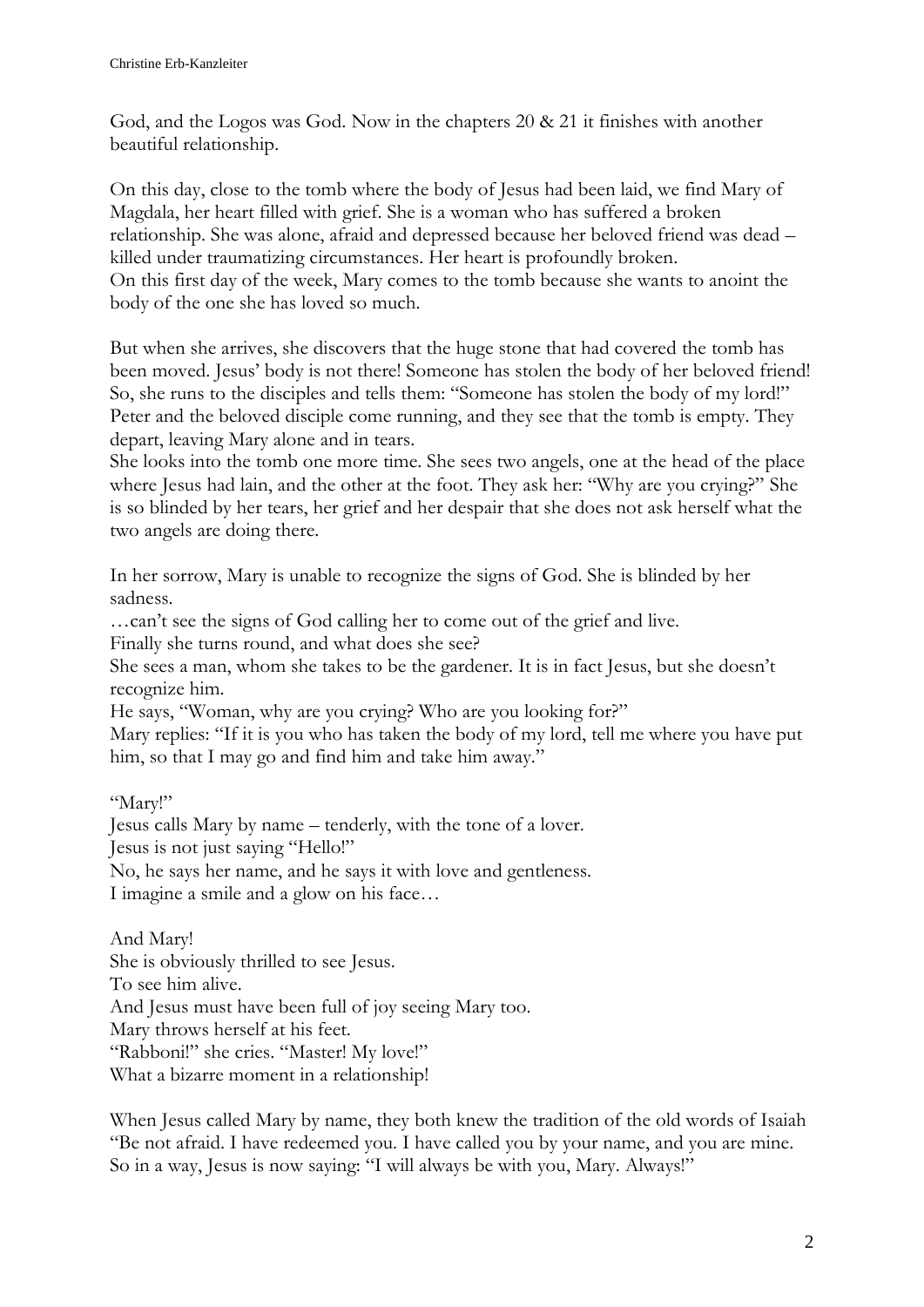God, and the Logos was God. Now in the chapters 20 & 21 it finishes with another beautiful relationship.

On this day, close to the tomb where the body of Jesus had been laid, we find Mary of Magdala, her heart filled with grief. She is a woman who has suffered a broken relationship. She was alone, afraid and depressed because her beloved friend was dead – killed under traumatizing circumstances. Her heart is profoundly broken.
On this first day of the week, Mary comes to the tomb because she wants to anoint the body of the one she has loved so much.

But when she arrives, she discovers that the huge stone that had covered the tomb has been moved. Jesus' body is not there! Someone has stolen the body of her beloved friend! So, she runs to the disciples and tells them: "Someone has stolen the body of my lord!" Peter and the beloved disciple come running, and they see that the tomb is empty. They depart, leaving Mary alone and in tears.
She looks into the tomb one more time. She sees two angels, one at the head of the place where Jesus had lain, and the other at the foot. They ask her: "Why are you crying?" She is so blinded by her tears, her grief and her despair that she does not ask herself what the two angels are doing there.

In her sorrow, Mary is unable to recognize the signs of God. She is blinded by her sadness.
…can't see the signs of God calling her to come out of the grief and live.
Finally she turns round, and what does she see?
She sees a man, whom she takes to be the gardener. It is in fact Jesus, but she doesn't recognize him.
He says, "Woman, why are you crying? Who are you looking for?"
Mary replies: "If it is you who has taken the body of my lord, tell me where you have put him, so that I may go and find him and take him away."

"Mary!"
Jesus calls Mary by name – tenderly, with the tone of a lover.
Jesus is not just saying "Hello!"
No, he says her name, and he says it with love and gentleness.
I imagine a smile and a glow on his face…

And Mary!
She is obviously thrilled to see Jesus.
To see him alive.
And Jesus must have been full of joy seeing Mary too.
Mary throws herself at his feet.
"Rabboni!" she cries. "Master! My love!"
What a bizarre moment in a relationship!

When Jesus called Mary by name, they both knew the tradition of the old words of Isaiah "Be not afraid. I have redeemed you. I have called you by your name, and you are mine. So in a way, Jesus is now saying: "I will always be with you, Mary. Always!"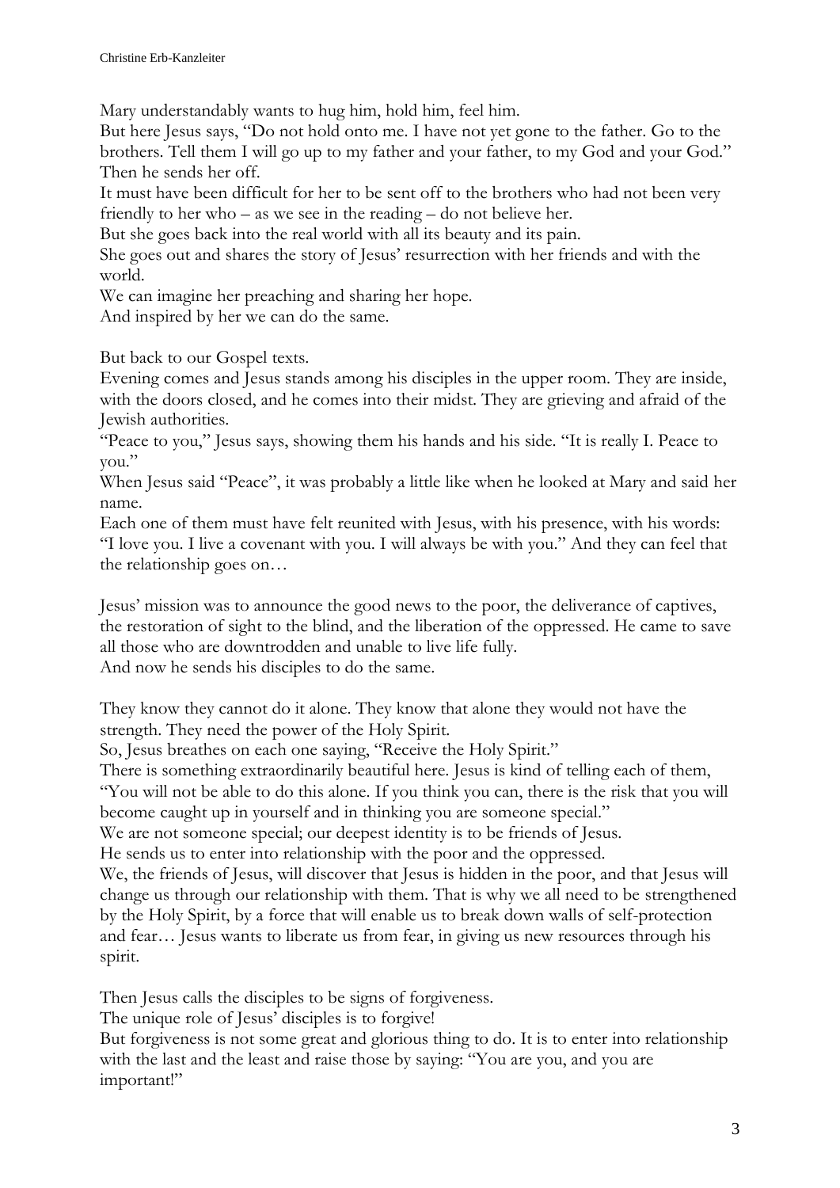Mary understandably wants to hug him, hold him, feel him.
But here Jesus says, "Do not hold onto me. I have not yet gone to the father. Go to the brothers. Tell them I will go up to my father and your father, to my God and your God." Then he sends her off.
It must have been difficult for her to be sent off to the brothers who had not been very friendly to her who – as we see in the reading – do not believe her.
But she goes back into the real world with all its beauty and its pain.
She goes out and shares the story of Jesus' resurrection with her friends and with the world.
We can imagine her preaching and sharing her hope.
And inspired by her we can do the same.

But back to our Gospel texts.
Evening comes and Jesus stands among his disciples in the upper room. They are inside, with the doors closed, and he comes into their midst. They are grieving and afraid of the Jewish authorities.
"Peace to you," Jesus says, showing them his hands and his side. "It is really I. Peace to you."
When Jesus said "Peace", it was probably a little like when he looked at Mary and said her name.
Each one of them must have felt reunited with Jesus, with his presence, with his words: "I love you. I live a covenant with you. I will always be with you." And they can feel that the relationship goes on…

Jesus' mission was to announce the good news to the poor, the deliverance of captives, the restoration of sight to the blind, and the liberation of the oppressed. He came to save all those who are downtrodden and unable to live life fully.
And now he sends his disciples to do the same.

They know they cannot do it alone. They know that alone they would not have the strength. They need the power of the Holy Spirit.
So, Jesus breathes on each one saying, "Receive the Holy Spirit."
There is something extraordinarily beautiful here. Jesus is kind of telling each of them, "You will not be able to do this alone. If you think you can, there is the risk that you will become caught up in yourself and in thinking you are someone special."
We are not someone special; our deepest identity is to be friends of Jesus.
He sends us to enter into relationship with the poor and the oppressed.
We, the friends of Jesus, will discover that Jesus is hidden in the poor, and that Jesus will change us through our relationship with them. That is why we all need to be strengthened by the Holy Spirit, by a force that will enable us to break down walls of self-protection and fear… Jesus wants to liberate us from fear, in giving us new resources through his spirit.

Then Jesus calls the disciples to be signs of forgiveness.
The unique role of Jesus' disciples is to forgive!
But forgiveness is not some great and glorious thing to do. It is to enter into relationship with the last and the least and raise those by saying: "You are you, and you are important!"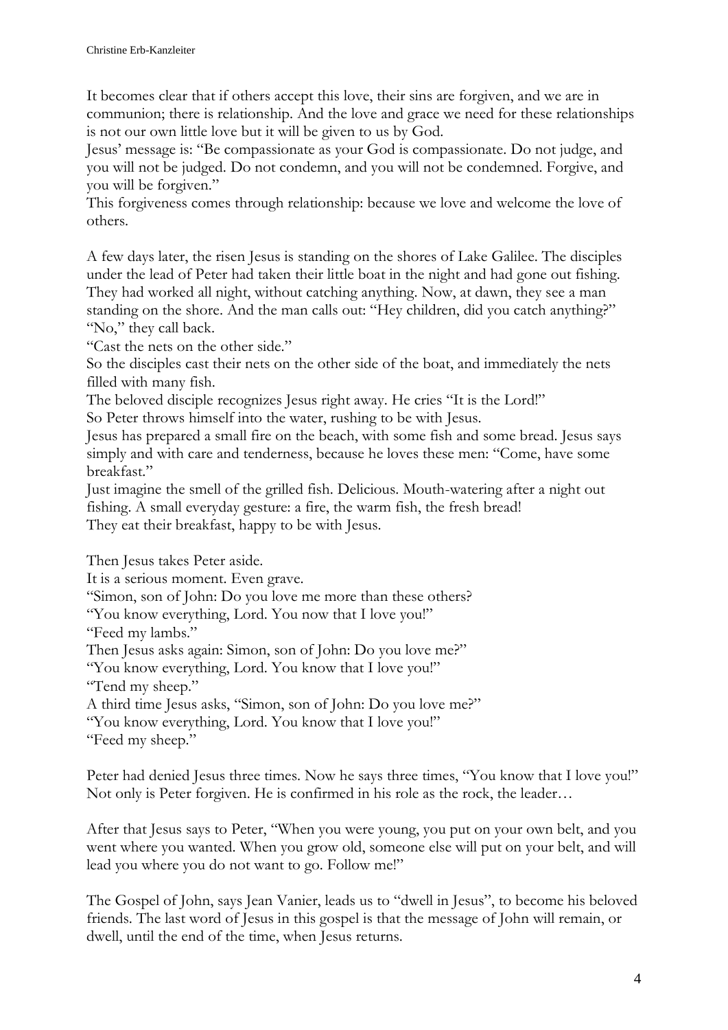It becomes clear that if others accept this love, their sins are forgiven, and we are in communion; there is relationship. And the love and grace we need for these relationships is not our own little love but it will be given to us by God.
Jesus' message is: "Be compassionate as your God is compassionate. Do not judge, and you will not be judged. Do not condemn, and you will not be condemned. Forgive, and you will be forgiven."
This forgiveness comes through relationship: because we love and welcome the love of others.

A few days later, the risen Jesus is standing on the shores of Lake Galilee. The disciples under the lead of Peter had taken their little boat in the night and had gone out fishing. They had worked all night, without catching anything. Now, at dawn, they see a man standing on the shore. And the man calls out: "Hey children, did you catch anything?"
"No," they call back.
"Cast the nets on the other side."
So the disciples cast their nets on the other side of the boat, and immediately the nets filled with many fish.
The beloved disciple recognizes Jesus right away. He cries "It is the Lord!"
So Peter throws himself into the water, rushing to be with Jesus.
Jesus has prepared a small fire on the beach, with some fish and some bread. Jesus says simply and with care and tenderness, because he loves these men: "Come, have some breakfast."
Just imagine the smell of the grilled fish. Delicious. Mouth-watering after a night out fishing. A small everyday gesture: a fire, the warm fish, the fresh bread!
They eat their breakfast, happy to be with Jesus.

Then Jesus takes Peter aside.
It is a serious moment. Even grave.
"Simon, son of John: Do you love me more than these others?
"You know everything, Lord. You now that I love you!"
"Feed my lambs."
Then Jesus asks again: Simon, son of John: Do you love me?"
"You know everything, Lord. You know that I love you!"
"Tend my sheep."
A third time Jesus asks, "Simon, son of John: Do you love me?"
"You know everything, Lord. You know that I love you!"
"Feed my sheep."

Peter had denied Jesus three times. Now he says three times, "You know that I love you!" Not only is Peter forgiven. He is confirmed in his role as the rock, the leader…

After that Jesus says to Peter, "When you were young, you put on your own belt, and you went where you wanted. When you grow old, someone else will put on your belt, and will lead you where you do not want to go. Follow me!"

The Gospel of John, says Jean Vanier, leads us to "dwell in Jesus", to become his beloved friends. The last word of Jesus in this gospel is that the message of John will remain, or dwell, until the end of the time, when Jesus returns.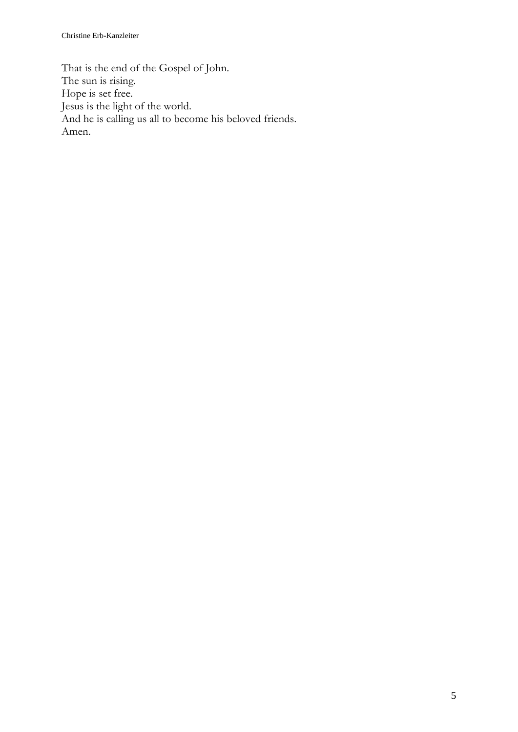That is the end of the Gospel of John.
The sun is rising.
Hope is set free.
Jesus is the light of the world.
And he is calling us all to become his beloved friends.
Amen.